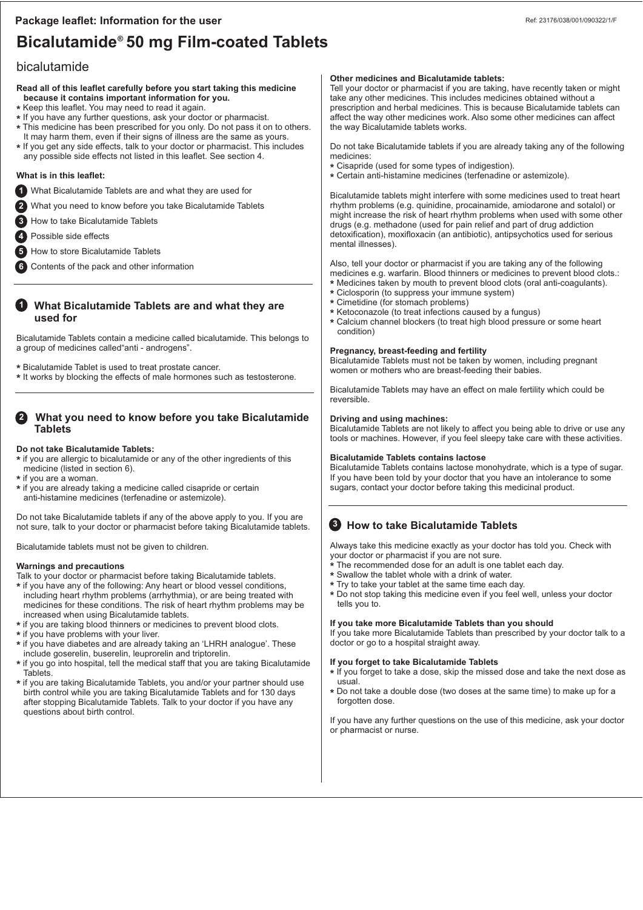**Package leaflet: Information for the user**

Ref: 23176/038/001/090322/1/F

# Bicalutamide® 50 mg Film-coated Tablets

bicalutamide

**Read all of this leaflet carefully before you start taking this medicine because it contains important information for you.**

- Keep this leaflet. You may need to read it again.
- If you have any further questions, ask your doctor or pharmacist.
- This medicine has been prescribed for you only. Do not pass it on to others. It may harm them, even if their signs of illness are the same as yours.
- If you get any side effects, talk to your doctor or pharmacist. This includes any possible side effects not listed in this leaflet. See section 4.

**What is in this leaflet:**

1. What Bicalutamide Tablets are and what they are used for
2. What you need to know before you take Bicalutamide Tablets
3. How to take Bicalutamide Tablets
4. Possible side effects
5. How to store Bicalutamide Tablets
6. Contents of the pack and other information

## 1 What Bicalutamide Tablets are and what they are used for

Bicalutamide Tablets contain a medicine called bicalutamide. This belongs to a group of medicines called"anti - androgens".

- Bicalutamide Tablet is used to treat prostate cancer.
- It works by blocking the effects of male hormones such as testosterone.

## 2 What you need to know before you take Bicalutamide Tablets

**Do not take Bicalutamide Tablets:**

- if you are allergic to bicalutamide or any of the other ingredients of this medicine (listed in section 6).
- if you are a woman.
- if you are already taking a medicine called cisapride or certain anti-histamine medicines (terfenadine or astemizole).

Do not take Bicalutamide tablets if any of the above apply to you. If you are not sure, talk to your doctor or pharmacist before taking Bicalutamide tablets.

Bicalutamide tablets must not be given to children.

**Warnings and precautions**

Talk to your doctor or pharmacist before taking Bicalutamide tablets.

- if you have any of the following: Any heart or blood vessel conditions, including heart rhythm problems (arrhythmia), or are being treated with medicines for these conditions. The risk of heart rhythm problems may be increased when using Bicalutamide tablets.
- if you are taking blood thinners or medicines to prevent blood clots.
- if you have problems with your liver.
- if you have diabetes and are already taking an 'LHRH analogue'. These include goserelin, buserelin, leuprorelin and triptorelin.
- if you go into hospital, tell the medical staff that you are taking Bicalutamide Tablets.
- if you are taking Bicalutamide Tablets, you and/or your partner should use birth control while you are taking Bicalutamide Tablets and for 130 days after stopping Bicalutamide Tablets. Talk to your doctor if you have any questions about birth control.

**Other medicines and Bicalutamide tablets:**

Tell your doctor or pharmacist if you are taking, have recently taken or might take any other medicines. This includes medicines obtained without a prescription and herbal medicines. This is because Bicalutamide tablets can affect the way other medicines work. Also some other medicines can affect the way Bicalutamide tablets works.

Do not take Bicalutamide tablets if you are already taking any of the following medicines:

- Cisapride (used for some types of indigestion).
- Certain anti-histamine medicines (terfenadine or astemizole).

Bicalutamide tablets might interfere with some medicines used to treat heart rhythm problems (e.g. quinidine, procainamide, amiodarone and sotalol) or might increase the risk of heart rhythm problems when used with some other drugs (e.g. methadone (used for pain relief and part of drug addiction detoxification), moxifloxacin (an antibiotic), antipsychotics used for serious mental illnesses).

Also, tell your doctor or pharmacist if you are taking any of the following medicines e.g. warfarin. Blood thinners or medicines to prevent blood clots.:

- Medicines taken by mouth to prevent blood clots (oral anti-coagulants).
- Ciclosporin (to suppress your immune system)
- Cimetidine (for stomach problems)
- Ketoconazole (to treat infections caused by a fungus)
- Calcium channel blockers (to treat high blood pressure or some heart condition)

**Pregnancy, breast-feeding and fertility**

Bicalutamide Tablets must not be taken by women, including pregnant women or mothers who are breast-feeding their babies.

Bicalutamide Tablets may have an effect on male fertility which could be reversible.

**Driving and using machines:**

Bicalutamide Tablets are not likely to affect you being able to drive or use any tools or machines. However, if you feel sleepy take care with these activities.

**Bicalutamide Tablets contains lactose**

Bicalutamide Tablets contains lactose monohydrate, which is a type of sugar. If you have been told by your doctor that you have an intolerance to some sugars, contact your doctor before taking this medicinal product.

## 3 How to take Bicalutamide Tablets

Always take this medicine exactly as your doctor has told you. Check with your doctor or pharmacist if you are not sure.

- The recommended dose for an adult is one tablet each day.
- Swallow the tablet whole with a drink of water.
- Try to take your tablet at the same time each day.
- Do not stop taking this medicine even if you feel well, unless your doctor tells you to.

**If you take more Bicalutamide Tablets than you should**

If you take more Bicalutamide Tablets than prescribed by your doctor talk to a doctor or go to a hospital straight away.

**If you forget to take Bicalutamide Tablets**

- If you forget to take a dose, skip the missed dose and take the next dose as usual.
- Do not take a double dose (two doses at the same time) to make up for a forgotten dose.

If you have any further questions on the use of this medicine, ask your doctor or pharmacist or nurse.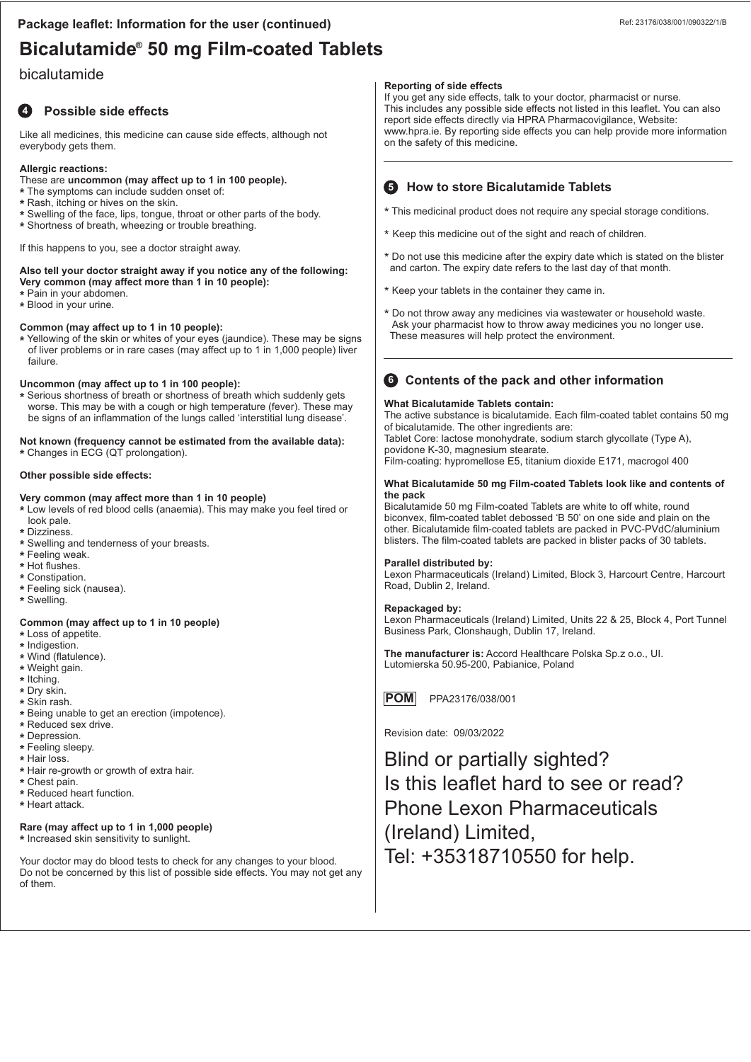**Package leaflet: Information for the user (continued)**

Ref: 23176/038/001/090322/1/B

# Bicalutamide® 50 mg Film-coated Tablets

bicalutamide

## 4 Possible side effects

Like all medicines, this medicine can cause side effects, although not everybody gets them.

**Allergic reactions:**
These are **uncommon (may affect up to 1 in 100 people).**
* The symptoms can include sudden onset of:
* Rash, itching or hives on the skin.
* Swelling of the face, lips, tongue, throat or other parts of the body.
* Shortness of breath, wheezing or trouble breathing.

If this happens to you, see a doctor straight away.

**Also tell your doctor straight away if you notice any of the following:**
**Very common (may affect more than 1 in 10 people):**
* Pain in your abdomen.
* Blood in your urine.

**Common (may affect up to 1 in 10 people):**
* Yellowing of the skin or whites of your eyes (jaundice). These may be signs of liver problems or in rare cases (may affect up to 1 in 1,000 people) liver failure.

**Uncommon (may affect up to 1 in 100 people):**
* Serious shortness of breath or shortness of breath which suddenly gets worse. This may be with a cough or high temperature (fever). These may be signs of an inflammation of the lungs called 'interstitial lung disease'.

**Not known (frequency cannot be estimated from the available data):**
* Changes in ECG (QT prolongation).

**Other possible side effects:**

**Very common (may affect more than 1 in 10 people)**
* Low levels of red blood cells (anaemia). This may make you feel tired or look pale.
* Dizziness.
* Swelling and tenderness of your breasts.
* Feeling weak.
* Hot flushes.
* Constipation.
* Feeling sick (nausea).
* Swelling.

**Common (may affect up to 1 in 10 people)**
* Loss of appetite.
* Indigestion.
* Wind (flatulence).
* Weight gain.
* Itching.
* Dry skin.
* Skin rash.
* Being unable to get an erection (impotence).
* Reduced sex drive.
* Depression.
* Feeling sleepy.
* Hair loss.
* Hair re-growth or growth of extra hair.
* Chest pain.
* Reduced heart function.
* Heart attack.

**Rare (may affect up to 1 in 1,000 people)**
* Increased skin sensitivity to sunlight.

Your doctor may do blood tests to check for any changes to your blood.
Do not be concerned by this list of possible side effects. You may not get any of them.

**Reporting of side effects**
If you get any side effects, talk to your doctor, pharmacist or nurse. This includes any possible side effects not listed in this leaflet. You can also report side effects directly via HPRA Pharmacovigilance, Website: www.hpra.ie. By reporting side effects you can help provide more information on the safety of this medicine.

## 5 How to store Bicalutamide Tablets

* This medicinal product does not require any special storage conditions.
* Keep this medicine out of the sight and reach of children.
* Do not use this medicine after the expiry date which is stated on the blister and carton. The expiry date refers to the last day of that month.
* Keep your tablets in the container they came in.
* Do not throw away any medicines via wastewater or household waste. Ask your pharmacist how to throw away medicines you no longer use. These measures will help protect the environment.

## 6 Contents of the pack and other information

**What Bicalutamide Tablets contain:**
The active substance is bicalutamide. Each film-coated tablet contains 50 mg of bicalutamide. The other ingredients are:
Tablet Core: lactose monohydrate, sodium starch glycollate (Type A), povidone K-30, magnesium stearate.
Film-coating: hypromellose E5, titanium dioxide E171, macrogol 400

**What Bicalutamide 50 mg Film-coated Tablets look like and contents of the pack**
Bicalutamide 50 mg Film-coated Tablets are white to off white, round biconvex, film-coated tablet debossed 'B 50' on one side and plain on the other. Bicalutamide film-coated tablets are packed in PVC-PVdC/aluminium blisters. The film-coated tablets are packed in blister packs of 30 tablets.

**Parallel distributed by:**
Lexon Pharmaceuticals (Ireland) Limited, Block 3, Harcourt Centre, Harcourt Road, Dublin 2, Ireland.

**Repackaged by:**
Lexon Pharmaceuticals (Ireland) Limited, Units 22 & 25, Block 4, Port Tunnel Business Park, Clonshaugh, Dublin 17, Ireland.

**The manufacturer is:** Accord Healthcare Polska Sp.z o.o., Ul. Lutomierska 50.95-200, Pabianice, Poland

**POM** PPA23176/038/001

Revision date: 09/03/2022

Blind or partially sighted?
Is this leaflet hard to see or read?
Phone Lexon Pharmaceuticals (Ireland) Limited,
Tel: +35318710550 for help.